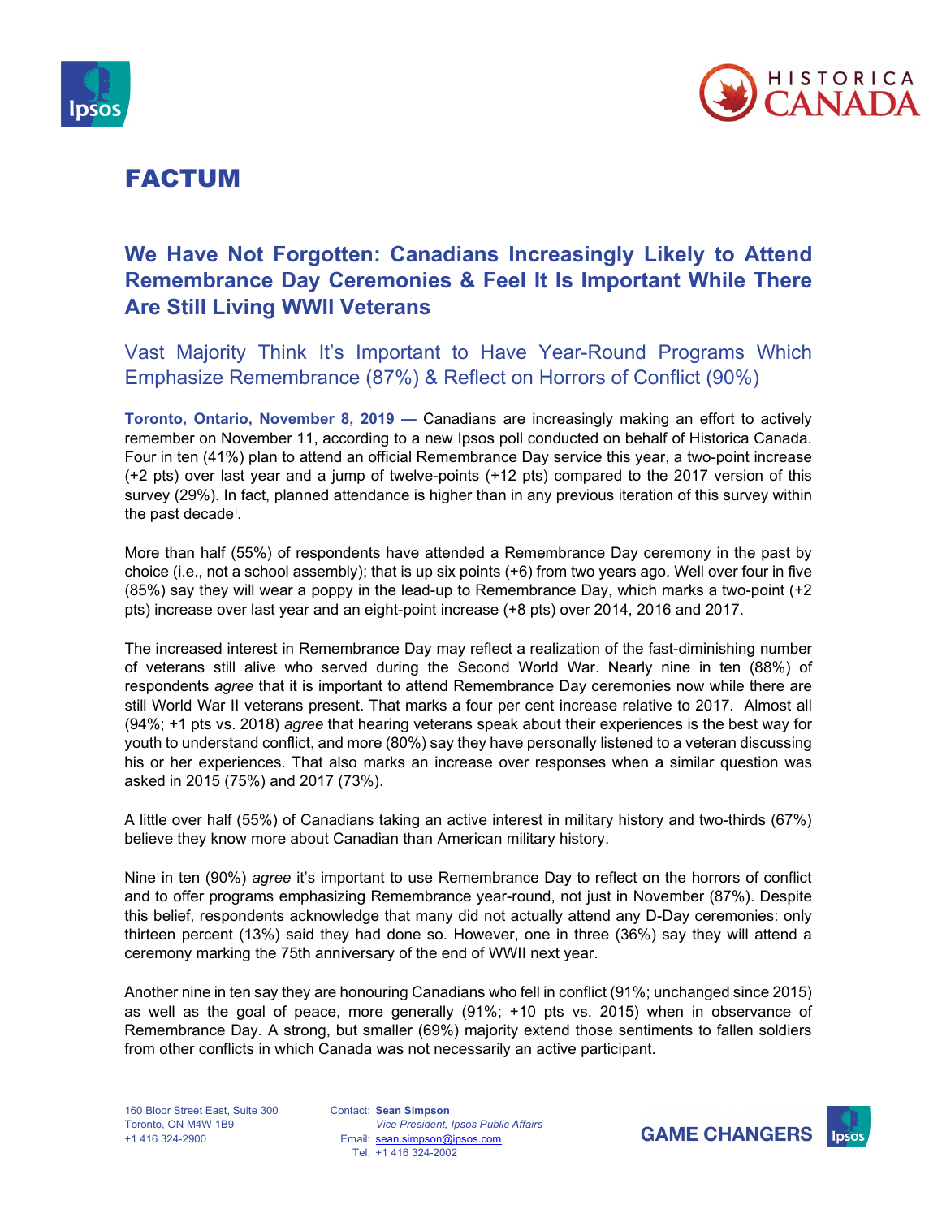# FACTUM

## We Have Not Forgotten: Canadians Increasingly Likely to Attend Remembrance Day Ceremonies & Feel It Is Important While There Are Still Living WWII Veterans

### Vast Majority Think It's Important to Have Year-Round Programs Which Emphasize Remembrance (87%) & Reflect on Horrors of Conflict (90%)

**Toronto, Ontario, November 8, 2019 —** Canadians are increasingly making an effort to actively remember on November 11, according to a new Ipsos poll conducted on behalf of Historica Canada. Four in ten (41%) plan to attend an official Remembrance Day service this year, a two-point increase (+2 pts) over last year and a jump of twelve-points (+12 pts) compared to the 2017 version of this survey (29%). In fact, planned attendance is higher than in any previous iteration of this survey within the past decade[i].

More than half (55%) of respondents have attended a Remembrance Day ceremony in the past by choice (i.e., not a school assembly); that is up six points (+6) from two years ago. Well over four in five (85%) say they will wear a poppy in the lead-up to Remembrance Day, which marks a two-point (+2 pts) increase over last year and an eight-point increase (+8 pts) over 2014, 2016 and 2017.

The increased interest in Remembrance Day may reflect a realization of the fast-diminishing number of veterans still alive who served during the Second World War. Nearly nine in ten (88%) of respondents *agree* that it is important to attend Remembrance Day ceremonies now while there are still World War II veterans present. That marks a four per cent increase relative to 2017. Almost all (94%; +1 pts vs. 2018) *agree* that hearing veterans speak about their experiences is the best way for youth to understand conflict, and more (80%) say they have personally listened to a veteran discussing his or her experiences. That also marks an increase over responses when a similar question was asked in 2015 (75%) and 2017 (73%).

A little over half (55%) of Canadians taking an active interest in military history and two-thirds (67%) believe they know more about Canadian than American military history.

Nine in ten (90%) *agree* it's important to use Remembrance Day to reflect on the horrors of conflict and to offer programs emphasizing Remembrance year-round, not just in November (87%). Despite this belief, respondents acknowledge that many did not actually attend any D-Day ceremonies: only thirteen percent (13%) said they had done so. However, one in three (36%) say they will attend a ceremony marking the 75th anniversary of the end of WWII next year.

Another nine in ten say they are honouring Canadians who fell in conflict (91%; unchanged since 2015) as well as the goal of peace, more generally (91%; +10 pts vs. 2015) when in observance of Remembrance Day. A strong, but smaller (69%) majority extend those sentiments to fallen soldiers from other conflicts in which Canada was not necessarily an active participant.

160 Bloor Street East, Suite 300
Toronto, ON M4W 1B9
+1 416 324-2900

Contact: **Sean Simpson**
*Vice President, Ipsos Public Affairs*
Email: sean.simpson@ipsos.com
Tel: +1 416 324-2002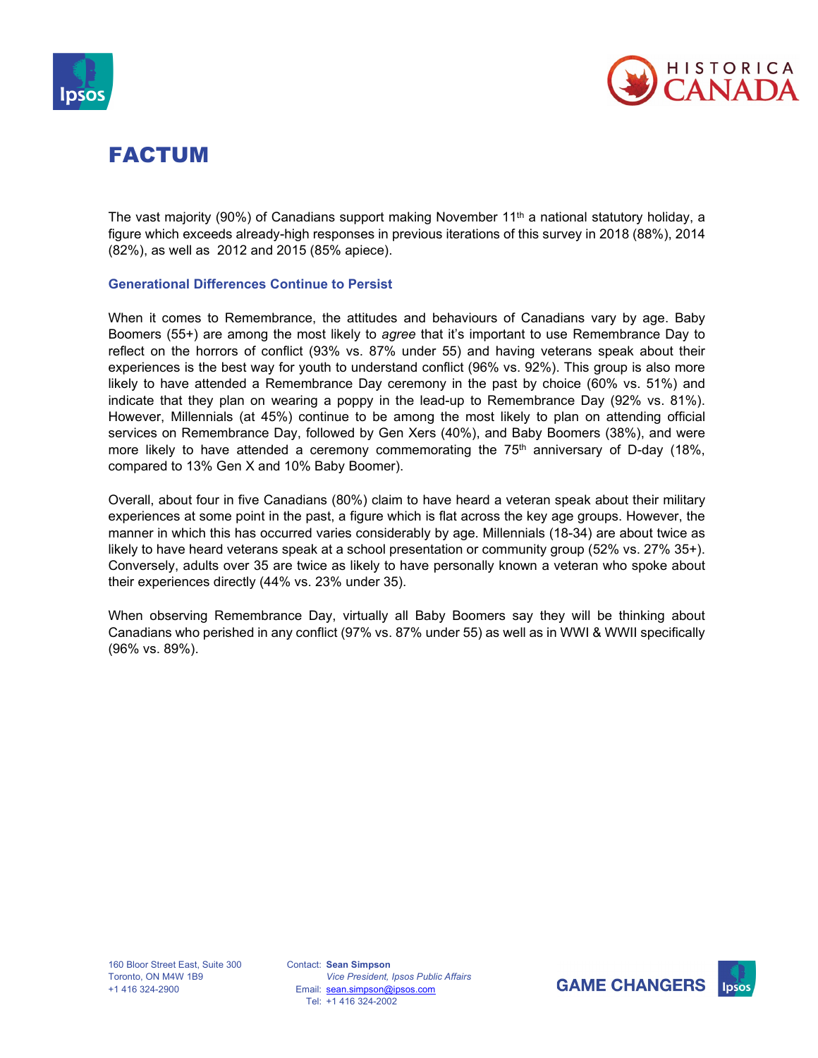# FACTUM

The vast majority (90%) of Canadians support making November 11th a national statutory holiday, a figure which exceeds already-high responses in previous iterations of this survey in 2018 (88%), 2014 (82%), as well as 2012 and 2015 (85% apiece).

### Generational Differences Continue to Persist

When it comes to Remembrance, the attitudes and behaviours of Canadians vary by age. Baby Boomers (55+) are among the most likely to *agree* that it's important to use Remembrance Day to reflect on the horrors of conflict (93% vs. 87% under 55) and having veterans speak about their experiences is the best way for youth to understand conflict (96% vs. 92%). This group is also more likely to have attended a Remembrance Day ceremony in the past by choice (60% vs. 51%) and indicate that they plan on wearing a poppy in the lead-up to Remembrance Day (92% vs. 81%). However, Millennials (at 45%) continue to be among the most likely to plan on attending official services on Remembrance Day, followed by Gen Xers (40%), and Baby Boomers (38%), and were more likely to have attended a ceremony commemorating the 75th anniversary of D-day (18%, compared to 13% Gen X and 10% Baby Boomer).

Overall, about four in five Canadians (80%) claim to have heard a veteran speak about their military experiences at some point in the past, a figure which is flat across the key age groups. However, the manner in which this has occurred varies considerably by age. Millennials (18-34) are about twice as likely to have heard veterans speak at a school presentation or community group (52% vs. 27% 35+). Conversely, adults over 35 are twice as likely to have personally known a veteran who spoke about their experiences directly (44% vs. 23% under 35).

When observing Remembrance Day, virtually all Baby Boomers say they will be thinking about Canadians who perished in any conflict (97% vs. 87% under 55) as well as in WWI & WWII specifically (96% vs. 89%).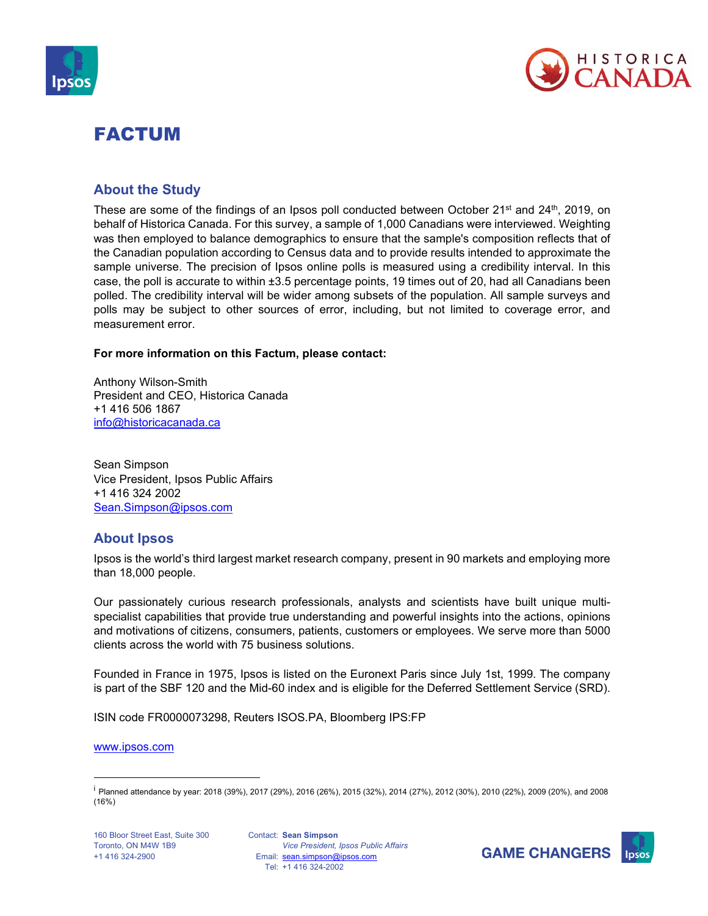# FACTUM

## About the Study

These are some of the findings of an Ipsos poll conducted between October 21st and 24th, 2019, on behalf of Historica Canada. For this survey, a sample of 1,000 Canadians were interviewed. Weighting was then employed to balance demographics to ensure that the sample's composition reflects that of the Canadian population according to Census data and to provide results intended to approximate the sample universe. The precision of Ipsos online polls is measured using a credibility interval. In this case, the poll is accurate to within ±3.5 percentage points, 19 times out of 20, had all Canadians been polled. The credibility interval will be wider among subsets of the population. All sample surveys and polls may be subject to other sources of error, including, but not limited to coverage error, and measurement error.

**For more information on this Factum, please contact:**

Anthony Wilson-Smith
President and CEO, Historica Canada
+1 416 506 1867
info@historicacanada.ca

Sean Simpson
Vice President, Ipsos Public Affairs
+1 416 324 2002
Sean.Simpson@ipsos.com

## About Ipsos

Ipsos is the world's third largest market research company, present in 90 markets and employing more than 18,000 people.

Our passionately curious research professionals, analysts and scientists have built unique multi-specialist capabilities that provide true understanding and powerful insights into the actions, opinions and motivations of citizens, consumers, patients, customers or employees. We serve more than 5000 clients across the world with 75 business solutions.

Founded in France in 1975, Ipsos is listed on the Euronext Paris since July 1st, 1999. The company is part of the SBF 120 and the Mid-60 index and is eligible for the Deferred Settlement Service (SRD).

ISIN code FR0000073298, Reuters ISOS.PA, Bloomberg IPS:FP

www.ipsos.com

---

[i] Planned attendance by year: 2018 (39%), 2017 (29%), 2016 (26%), 2015 (32%), 2014 (27%), 2012 (30%), 2010 (22%), 2009 (20%), and 2008 (16%)